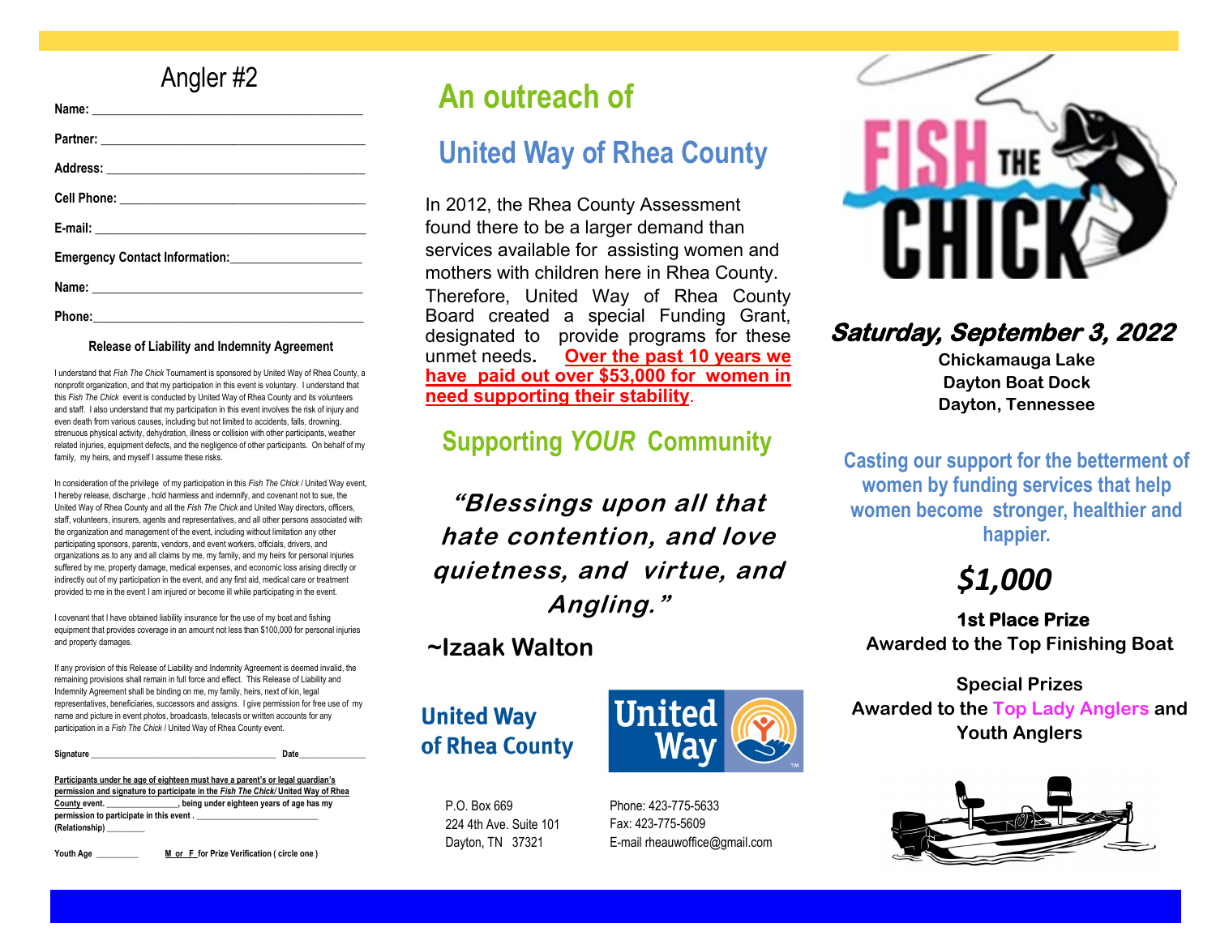## Angler #2

**Name:** ____________________________________________

**Partner:** ____________________________________________

**Address:** ____________________________________________

**Cell Phone:** ____________________________________________

**E-mail:** ____________________________________________

**Emergency Contact Information:**____________________

**Name:** ____________________________________________

**Phone:**____________________________________________

### Release of Liability and Indemnity Agreement

I understand that *Fish The Chick* Tournament is sponsored by United Way of Rhea County, a nonprofit organization, and that my participation in this event is voluntary. I understand that this *Fish The Chick* event is conducted by United Way of Rhea County and its volunteers and staff. I also understand that my participation in this event involves the risk of injury and even death from various causes, including but not limited to accidents, falls, drowning, strenuous physical activity, dehydration, illness or collision with other participants, weather related injuries, equipment defects, and the negligence of other participants. On behalf of my family, my heirs, and myself I assume these risks.

In consideration of the privilege of my participation in this *Fish The Chick* / United Way event, I hereby release, discharge , hold harmless and indemnify, and covenant not to sue, the United Way of Rhea County and all the *Fish The Chick* and United Way directors, officers, staff, volunteers, insurers, agents and representatives, and all other persons associated with the organization and management of the event, including without limitation any other participating sponsors, parents, vendors, and event workers, officials, drivers, and organizations as to any and all claims by me, my family, and my heirs for personal injuries suffered by me, property damage, medical expenses, and economic loss arising directly or indirectly out of my participation in the event, and any first aid, medical care or treatment provided to me in the event I am injured or become ill while participating in the event.

I covenant that I have obtained liability insurance for the use of my boat and fishing equipment that provides coverage in an amount not less than $100,000 for personal injuries and property damages.

If any provision of this Release of Liability and Indemnity Agreement is deemed invalid, the remaining provisions shall remain in full force and effect. This Release of Liability and Indemnity Agreement shall be binding on me, my family, heirs, next of kin, legal representatives, beneficiaries, successors and assigns. I give permission for free use of my name and picture in event photos, broadcasts, telecasts or written accounts for any participation in a *Fish The Chick* / United Way of Rhea County event.

**Signature** ________________________________________ **Date**_______________

**Participants under he age of eighteen must have a parent's or legal guardian's permission and signature to participate in the *Fish The Chick*/ United Way of Rhea County event. _________________, being under eighteen years of age has my permission to participate in this event . __________________________ (Relationship) ________**

**Youth Age** _________ **M or F for Prize Verification ( circle one )**

## An outreach of

## United Way of Rhea County

In 2012, the Rhea County Assessment found there to be a larger demand than services available for assisting women and mothers with children here in Rhea County. Therefore, United Way of Rhea County Board created a special Funding Grant, designated to provide programs for these unmet needs**.** **Over the past 10 years we have paid out over $53,000 for women in need supporting their stability**.

## Supporting *YOUR* Community

***"Blessings upon all that hate contention, and love quietness, and virtue, and Angling."***

**~Izaak Walton**

**United Way of Rhea County**

United Way

P.O. Box 669
224 4th Ave. Suite 101
Dayton, TN 37321

Phone: 423-775-5633
Fax: 423-775-5609
E-mail rheauwoffice@gmail.com

# FISH THE CHICK

## *Saturday, September 3, 2022*

**Chickamauga Lake**
**Dayton Boat Dock**
**Dayton, Tennessee**

**Casting our support for the betterment of women by funding services that help women become stronger, healthier and happier.**

## *$1,000*

**1st Place Prize**
**Awarded to the Top Finishing Boat**

**Special Prizes**
**Awarded to the Top Lady Anglers and Youth Anglers**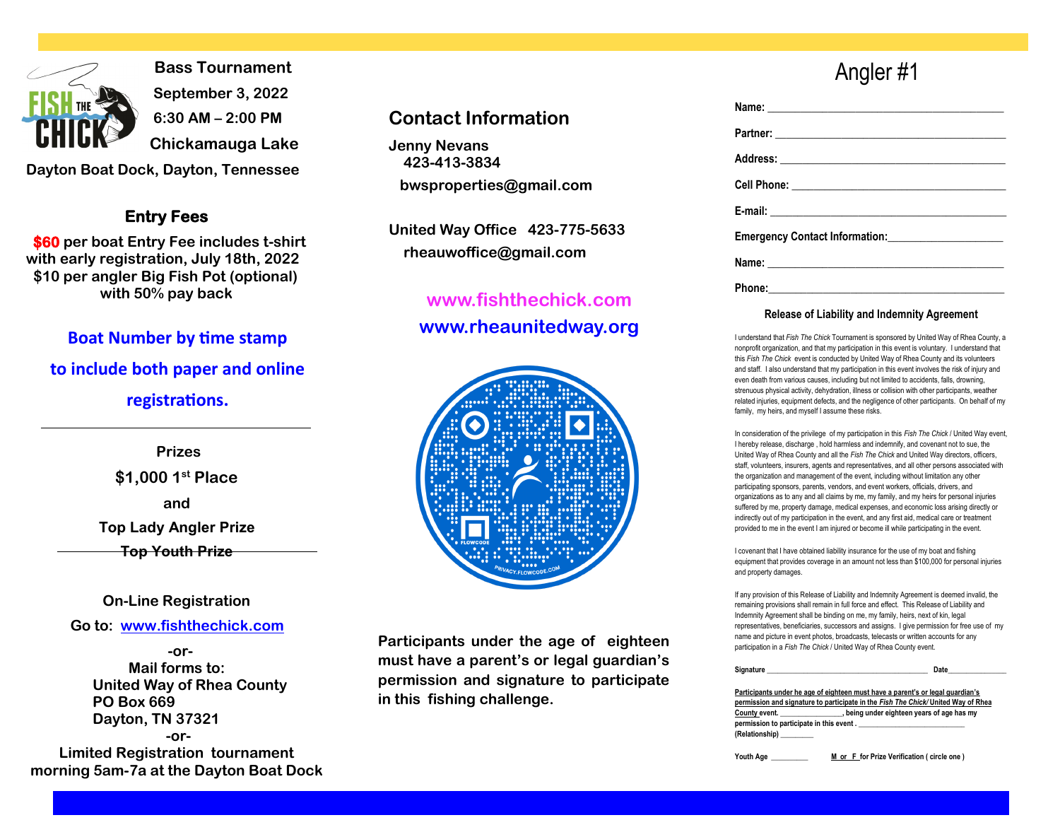Bass Tournament

September 3, 2022

6:30 AM – 2:00 PM

Chickamauga Lake

Dayton Boat Dock, Dayton, Tennessee

## Entry Fees

**$60** per boat Entry Fee includes t-shirt with early registration, July 18th, 2022
$10 per angler Big Fish Pot (optional) with 50% pay back

**Boat Number by time stamp to include both paper and online registrations.**

Prizes

$1,000 1st Place

and

Top Lady Angler Prize

~~Top Youth Prize~~

On-Line Registration

Go to: www.fishthechick.com

-or-

Mail forms to:
United Way of Rhea County
PO Box 669
Dayton, TN 37321

-or-

Limited Registration tournament morning 5am-7a at the Dayton Boat Dock

## Contact Information

Jenny Nevans
423-413-3834
bwsproperties@gmail.com

United Way Office 423-775-5633
rheauwoffice@gmail.com

www.fishthechick.com

www.rheaunitedway.org

Participants under the age of eighteen must have a parent's or legal guardian's permission and signature to participate in this fishing challenge.

# Angler #1

**Name:** ____________________________________________

**Partner:** ____________________________________________

**Address:** ____________________________________________

**Cell Phone:** ____________________________________________

**E-mail:** ____________________________________________

**Emergency Contact Information:**_____________________

**Name:** ____________________________________________

**Phone:**____________________________________________

### Release of Liability and Indemnity Agreement

I understand that *Fish The Chick* Tournament is sponsored by United Way of Rhea County, a nonprofit organization, and that my participation in this event is voluntary. I understand that this *Fish The Chick* event is conducted by United Way of Rhea County and its volunteers and staff. I also understand that my participation in this event involves the risk of injury and even death from various causes, including but not limited to accidents, falls, drowning, strenuous physical activity, dehydration, illness or collision with other participants, weather related injuries, equipment defects, and the negligence of other participants. On behalf of my family, my heirs, and myself I assume these risks.

In consideration of the privilege of my participation in this *Fish The Chick* / United Way event, I hereby release, discharge , hold harmless and indemnify, and covenant not to sue, the United Way of Rhea County and all the *Fish The Chick* and United Way directors, officers, staff, volunteers, insurers, agents and representatives, and all other persons associated with the organization and management of the event, including without limitation any other participating sponsors, parents, vendors, and event workers, officials, drivers, and organizations as to any and all claims by me, my family, and my heirs for personal injuries suffered by me, property damage, medical expenses, and economic loss arising directly or indirectly out of my participation in the event, and any first aid, medical care or treatment provided to me in the event I am injured or become ill while participating in the event.

I covenant that I have obtained liability insurance for the use of my boat and fishing equipment that provides coverage in an amount not less than $100,000 for personal injuries and property damages.

If any provision of this Release of Liability and Indemnity Agreement is deemed invalid, the remaining provisions shall remain in full force and effect. This Release of Liability and Indemnity Agreement shall be binding on me, my family, heirs, next of kin, legal representatives, beneficiaries, successors and assigns. I give permission for free use of my name and picture in event photos, broadcasts, telecasts or written accounts for any participation in a *Fish The Chick* / United Way of Rhea County event.

**Signature** ________________________________________ **Date**______________

**Participants under he age of eighteen must have a parent's or legal guardian's permission and signature to participate in the *Fish The Chick*/ United Way of Rhea County event.** ________________, **being under eighteen years of age has my permission to participate in this event .** ___________________________ **(Relationship)** ________

**Youth Age** _________ **M or F for Prize Verification ( circle one )**